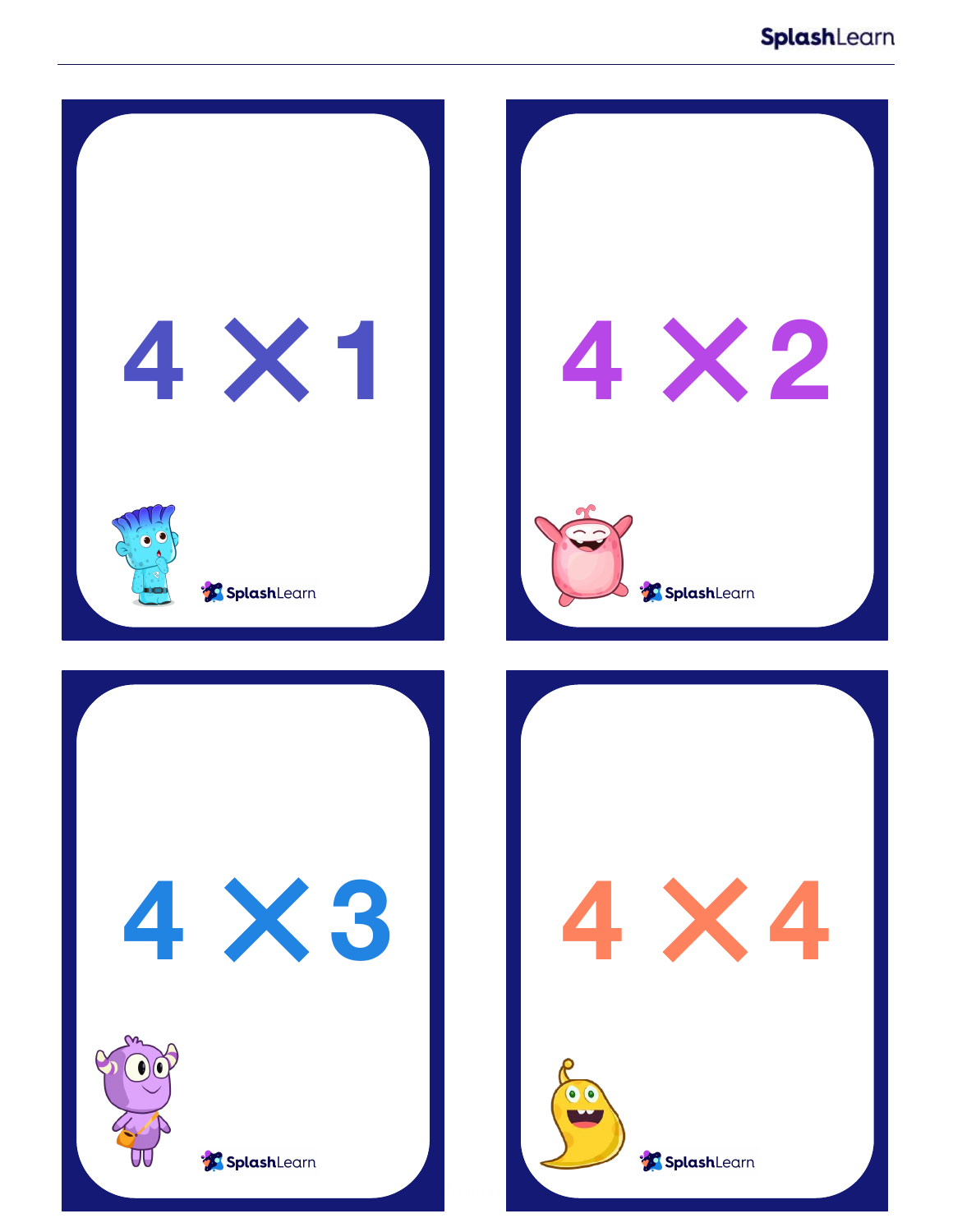$4 \times 1$

SplashLearn

$4 \times 2$

SplashLearn

$4 \times 3$

SplashLearn

$4 \times 4$

SplashLearn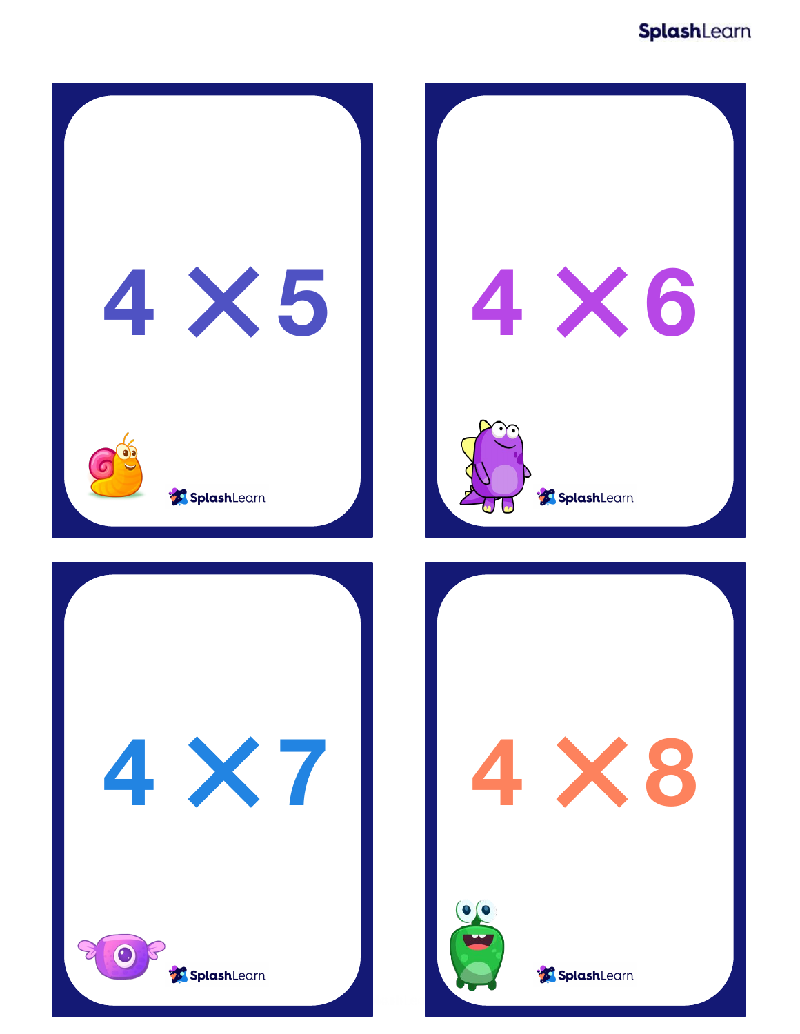$4 \times 5$

SplashLearn

$4 \times 6$

SplashLearn

$4 \times 7$

SplashLearn

$4 \times 8$

SplashLearn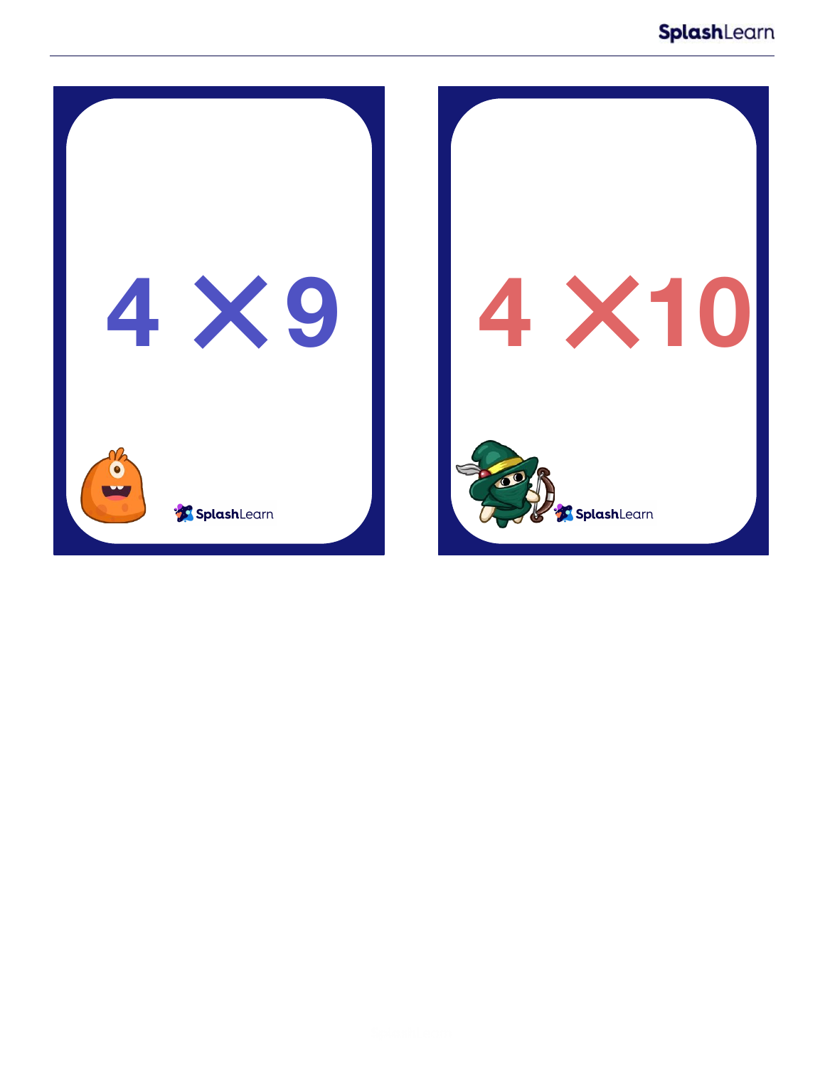$4 \times 9$

SplashLearn

$4 \times 10$

SplashLearn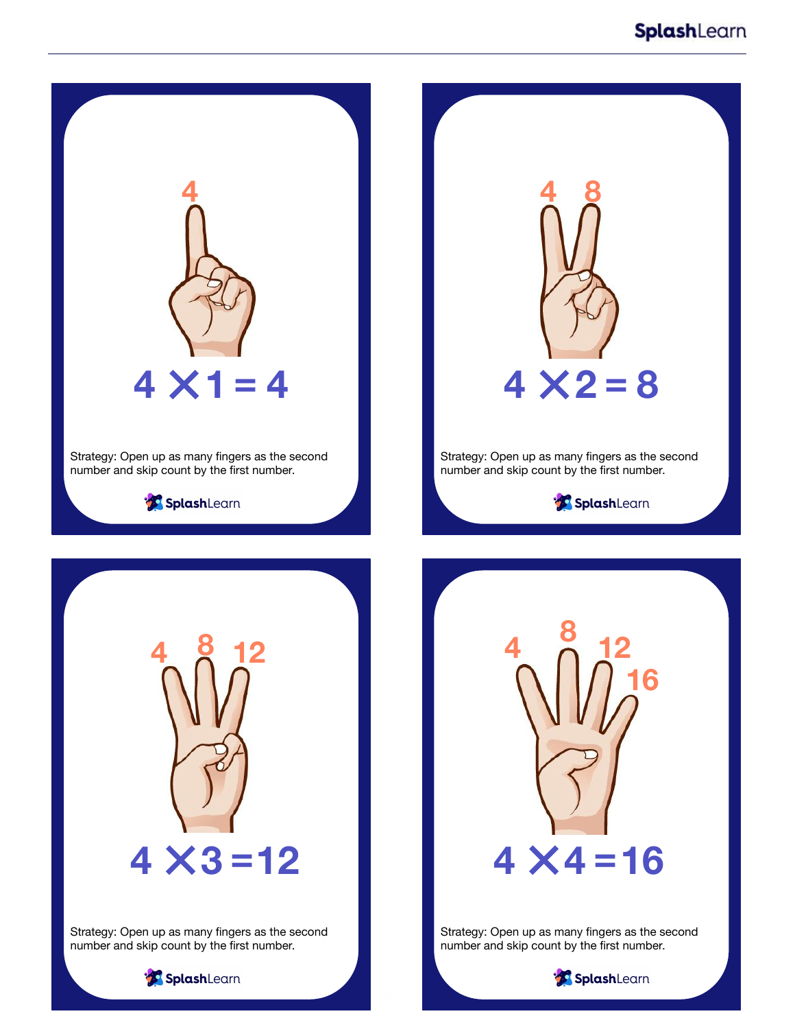4

$$4 \times 1 = 4$$

Strategy: Open up as many fingers as the second number and skip count by the first number.

SplashLearn

4 8

$$4 \times 2 = 8$$

Strategy: Open up as many fingers as the second number and skip count by the first number.

SplashLearn

4 8 12

$$4 \times 3 = 12$$

Strategy: Open up as many fingers as the second number and skip count by the first number.

SplashLearn

4 8 12 16

$$4 \times 4 = 16$$

Strategy: Open up as many fingers as the second number and skip count by the first number.

SplashLearn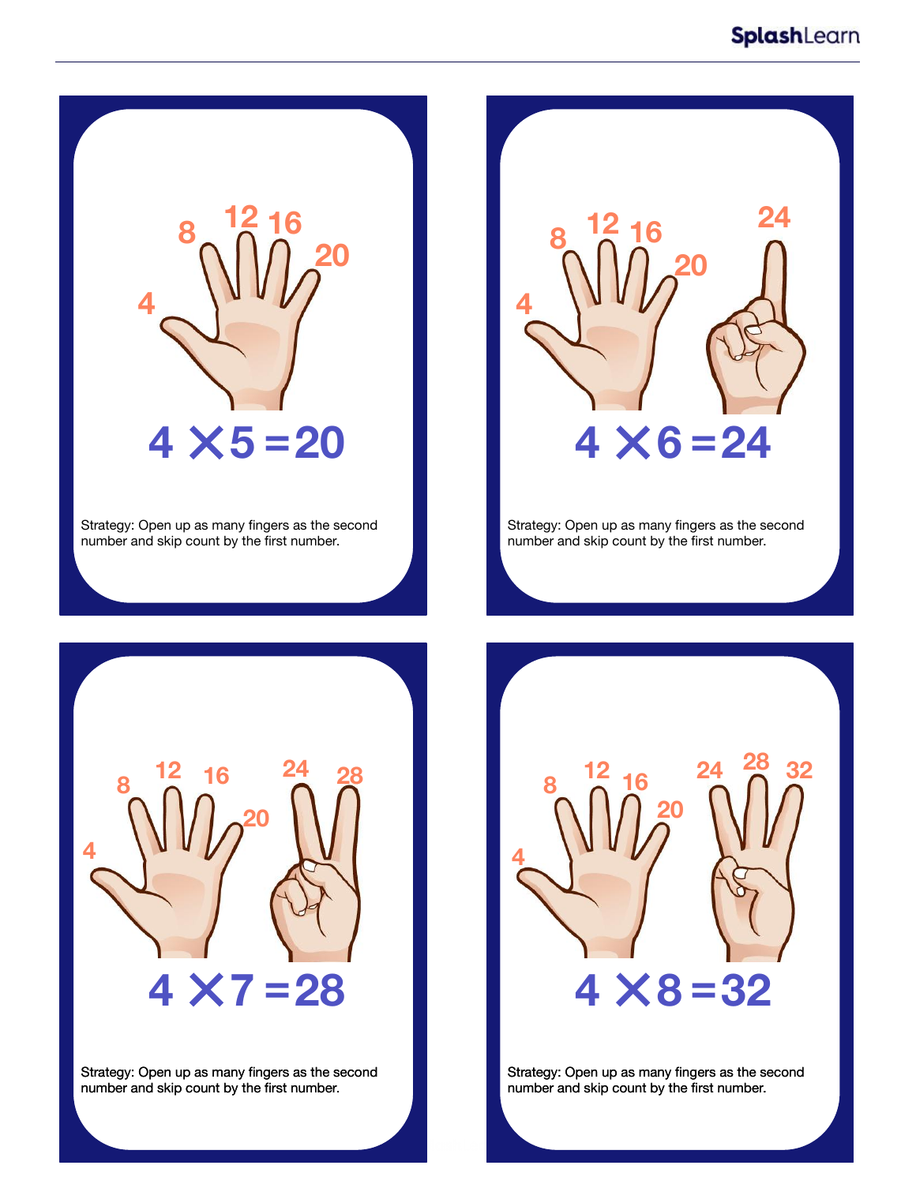4 8 12 16 20

$$4 \times 5 = 20$$

Strategy: Open up as many fingers as the second number and skip count by the first number.

4 8 12 16 20 24

$$4 \times 6 = 24$$

Strategy: Open up as many fingers as the second number and skip count by the first number.

4 8 12 16 20 24 28

$$4 \times 7 = 28$$

Strategy: Open up as many fingers as the second number and skip count by the first number.

4 8 12 16 20 24 28 32

$$4 \times 8 = 32$$

Strategy: Open up as many fingers as the second number and skip count by the first number.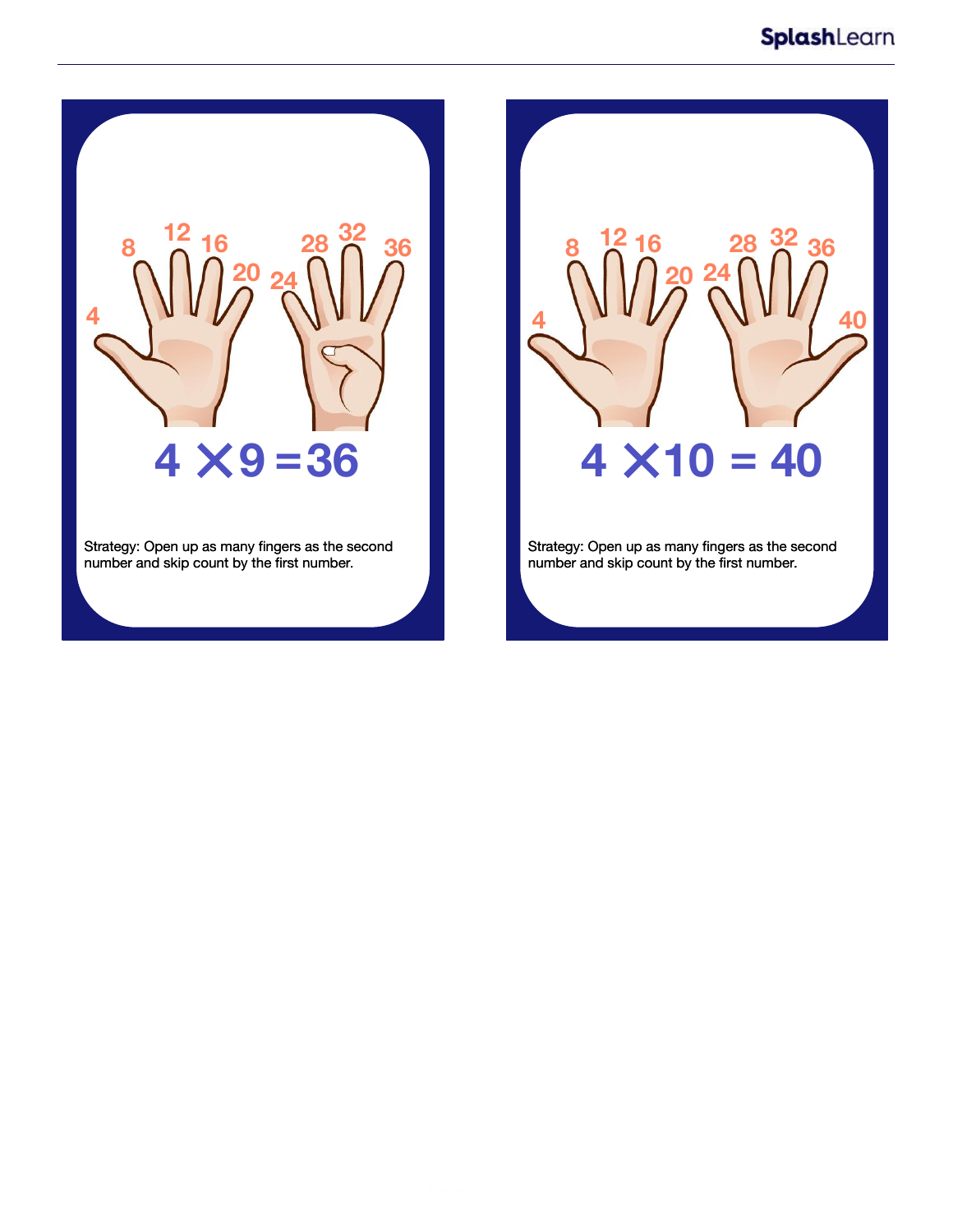4 8 12 16 20 24 28 32 36

$4 \times 9 = 36$

Strategy: Open up as many fingers as the second number and skip count by the first number.

4 8 12 16 20 24 28 32 36 40

$4 \times 10 = 40$

Strategy: Open up as many fingers as the second number and skip count by the first number.